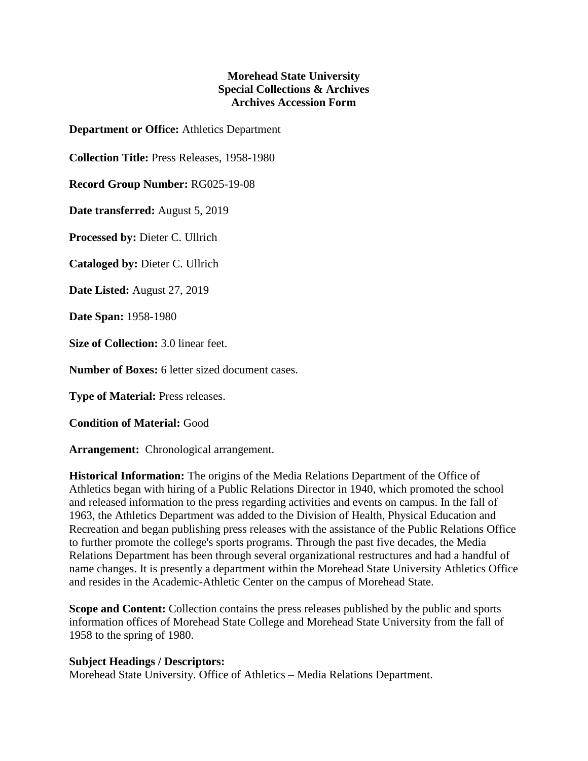**Morehead State University**
**Special Collections & Archives**
**Archives Accession Form**

**Department or Office:** Athletics Department

**Collection Title:** Press Releases, 1958-1980

**Record Group Number:** RG025-19-08

**Date transferred:** August 5, 2019

**Processed by:** Dieter C. Ullrich

**Cataloged by:** Dieter C. Ullrich

**Date Listed:** August 27, 2019

**Date Span:** 1958-1980

**Size of Collection:** 3.0 linear feet.

**Number of Boxes:** 6 letter sized document cases.

**Type of Material:** Press releases.

**Condition of Material:** Good

**Arrangement:** Chronological arrangement.

**Historical Information:** The origins of the Media Relations Department of the Office of Athletics began with hiring of a Public Relations Director in 1940, which promoted the school and released information to the press regarding activities and events on campus. In the fall of 1963, the Athletics Department was added to the Division of Health, Physical Education and Recreation and began publishing press releases with the assistance of the Public Relations Office to further promote the college's sports programs. Through the past five decades, the Media Relations Department has been through several organizational restructures and had a handful of name changes. It is presently a department within the Morehead State University Athletics Office and resides in the Academic-Athletic Center on the campus of Morehead State.

**Scope and Content:** Collection contains the press releases published by the public and sports information offices of Morehead State College and Morehead State University from the fall of 1958 to the spring of 1980.

**Subject Headings / Descriptors:**
Morehead State University. Office of Athletics – Media Relations Department.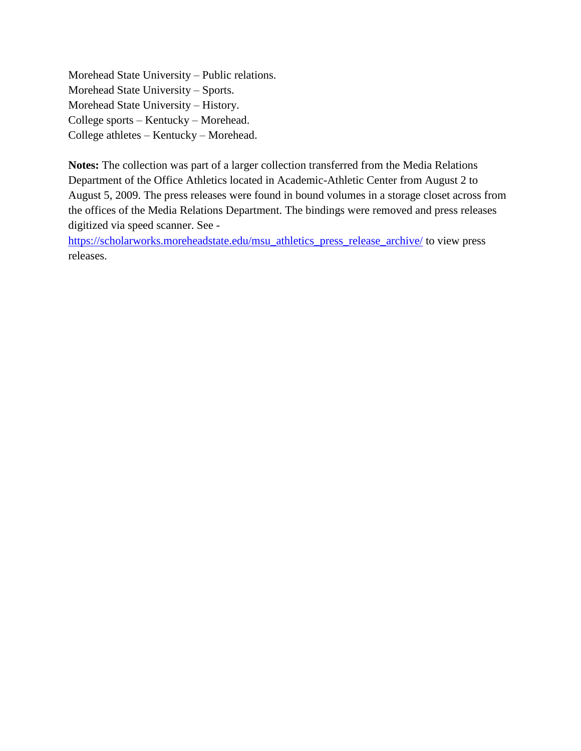Morehead State University – Public relations.
Morehead State University – Sports.
Morehead State University – History.
College sports – Kentucky – Morehead.
College athletes – Kentucky – Morehead.

**Notes:** The collection was part of a larger collection transferred from the Media Relations Department of the Office Athletics located in Academic-Athletic Center from August 2 to August 5, 2009. The press releases were found in bound volumes in a storage closet across from the offices of the Media Relations Department. The bindings were removed and press releases digitized via speed scanner. See - https://scholarworks.moreheadstate.edu/msu_athletics_press_release_archive/ to view press releases.